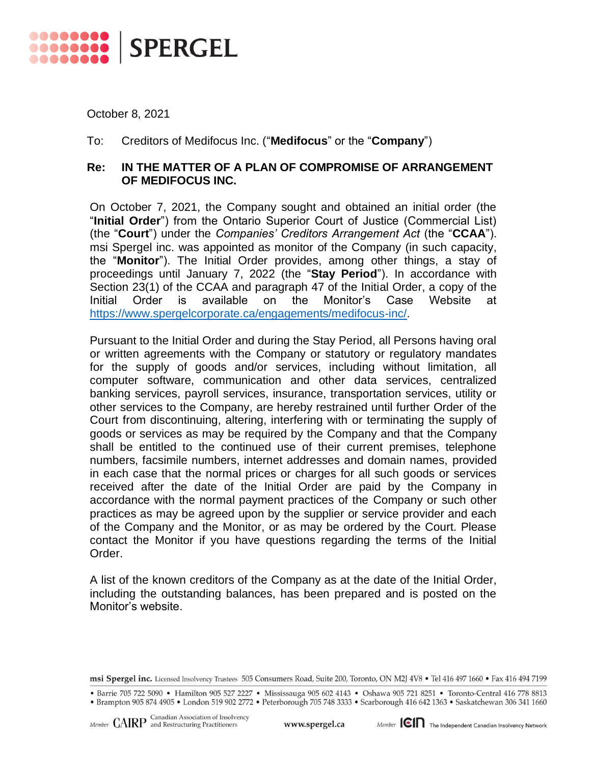SPERGEL

October 8, 2021

To: Creditors of Medifocus Inc. ("**Medifocus**" or the "**Company**")

**Re: IN THE MATTER OF A PLAN OF COMPROMISE OF ARRANGEMENT OF MEDIFOCUS INC.**

On October 7, 2021, the Company sought and obtained an initial order (the "**Initial Order**") from the Ontario Superior Court of Justice (Commercial List) (the "**Court**") under the *Companies' Creditors Arrangement Act* (the "**CCAA**"). msi Spergel inc. was appointed as monitor of the Company (in such capacity, the "**Monitor**"). The Initial Order provides, among other things, a stay of proceedings until January 7, 2022 (the "**Stay Period**"). In accordance with Section 23(1) of the CCAA and paragraph 47 of the Initial Order, a copy of the Initial Order is available on the Monitor's Case Website at https://www.spergelcorporate.ca/engagements/medifocus-inc/.

Pursuant to the Initial Order and during the Stay Period, all Persons having oral or written agreements with the Company or statutory or regulatory mandates for the supply of goods and/or services, including without limitation, all computer software, communication and other data services, centralized banking services, payroll services, insurance, transportation services, utility or other services to the Company, are hereby restrained until further Order of the Court from discontinuing, altering, interfering with or terminating the supply of goods or services as may be required by the Company and that the Company shall be entitled to the continued use of their current premises, telephone numbers, facsimile numbers, internet addresses and domain names, provided in each case that the normal prices or charges for all such goods or services received after the date of the Initial Order are paid by the Company in accordance with the normal payment practices of the Company or such other practices as may be agreed upon by the supplier or service provider and each of the Company and the Monitor, or as may be ordered by the Court. Please contact the Monitor if you have questions regarding the terms of the Initial Order.

A list of the known creditors of the Company as at the date of the Initial Order, including the outstanding balances, has been prepared and is posted on the Monitor's website.

msi Spergel inc. Licensed Insolvency Trustees 505 Consumers Road, Suite 200, Toronto, ON M2J 4V8 • Tel 416 497 1660 • Fax 416 494 7199

• Barrie 705 722 5090 • Hamilton 905 527 2227 • Mississauga 905 602 4143 • Oshawa 905 721 8251 • Toronto-Central 416 778 8813
• Brampton 905 874 4905 • London 519 902 2772 • Peterborough 705 748 3333 • Scarborough 416 642 1363 • Saskatchewan 306 341 1660

Member CAIRP Canadian Association of Insolvency and Restructuring Practitioners www.spergel.ca Member ICIN The Independent Canadian Insolvency Network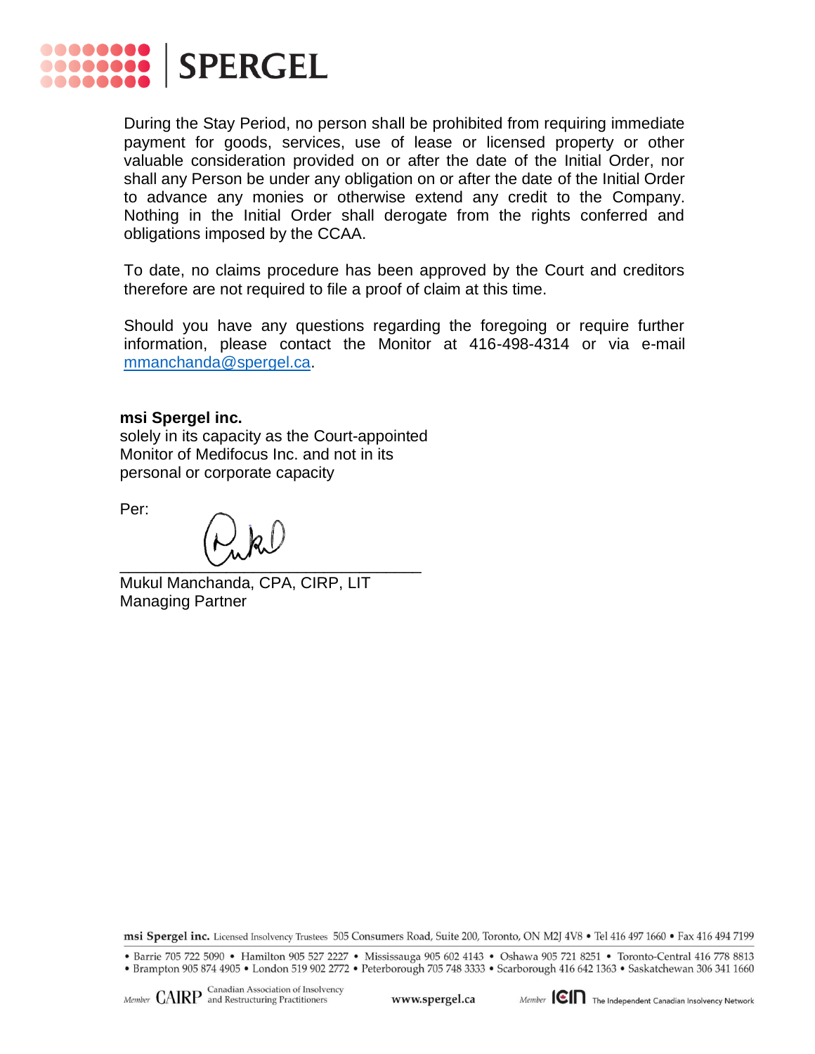During the Stay Period, no person shall be prohibited from requiring immediate payment for goods, services, use of lease or licensed property or other valuable consideration provided on or after the date of the Initial Order, nor shall any Person be under any obligation on or after the date of the Initial Order to advance any monies or otherwise extend any credit to the Company. Nothing in the Initial Order shall derogate from the rights conferred and obligations imposed by the CCAA.

To date, no claims procedure has been approved by the Court and creditors therefore are not required to file a proof of claim at this time.

Should you have any questions regarding the foregoing or require further information, please contact the Monitor at 416-498-4314 or via e-mail mmanchanda@spergel.ca.

**msi Spergel inc.**
solely in its capacity as the Court-appointed Monitor of Medifocus Inc. and not in its personal or corporate capacity

Per:

\_\_\_\_\_\_\_\_\_\_\_\_\_\_\_\_\_\_\_\_\_\_\_\_\_\_\_\_\_\_\_\_
Mukul Manchanda, CPA, CIRP, LIT
Managing Partner

**msi Spergel inc.** Licensed Insolvency Trustees 505 Consumers Road, Suite 200, Toronto, ON M2J 4V8 • Tel 416 497 1660 • Fax 416 494 7199

• Barrie 705 722 5090 • Hamilton 905 527 2227 • Mississauga 905 602 4143 • Oshawa 905 721 8251 • Toronto-Central 416 778 8813
• Brampton 905 874 4905 • London 519 902 2772 • Peterborough 705 748 3333 • Scarborough 416 642 1363 • Saskatchewan 306 341 1660

Member CAIRP Canadian Association of Insolvency and Restructuring Practitioners www.spergel.ca Member ICIN The Independent Canadian Insolvency Network